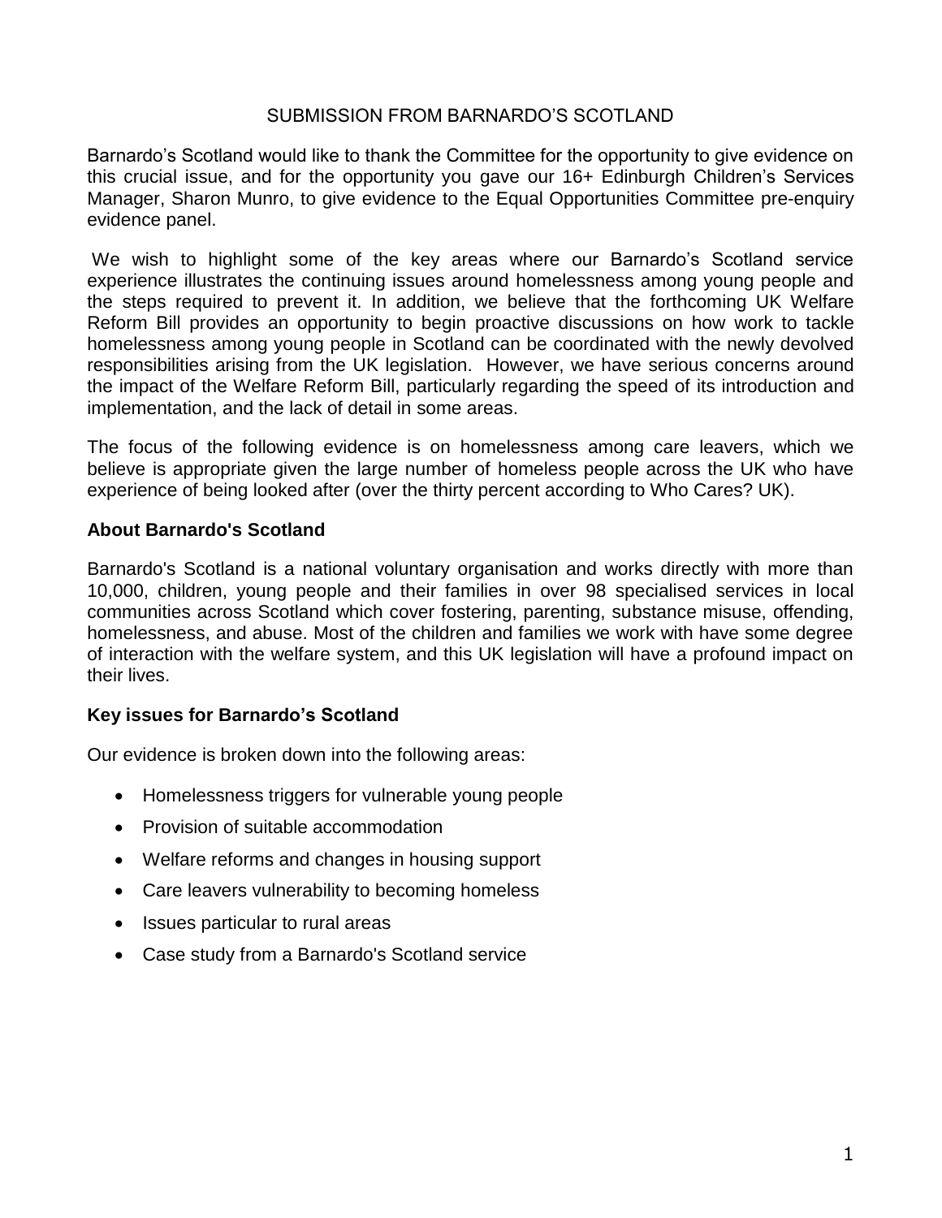SUBMISSION FROM BARNARDO'S SCOTLAND

Barnardo's Scotland would like to thank the Committee for the opportunity to give evidence on this crucial issue, and for the opportunity you gave our 16+ Edinburgh Children's Services Manager, Sharon Munro, to give evidence to the Equal Opportunities Committee pre-enquiry evidence panel.

We wish to highlight some of the key areas where our Barnardo's Scotland service experience illustrates the continuing issues around homelessness among young people and the steps required to prevent it. In addition, we believe that the forthcoming UK Welfare Reform Bill provides an opportunity to begin proactive discussions on how work to tackle homelessness among young people in Scotland can be coordinated with the newly devolved responsibilities arising from the UK legislation. However, we have serious concerns around the impact of the Welfare Reform Bill, particularly regarding the speed of its introduction and implementation, and the lack of detail in some areas.

The focus of the following evidence is on homelessness among care leavers, which we believe is appropriate given the large number of homeless people across the UK who have experience of being looked after (over the thirty percent according to Who Cares? UK).

**About Barnardo's Scotland**

Barnardo's Scotland is a national voluntary organisation and works directly with more than 10,000, children, young people and their families in over 98 specialised services in local communities across Scotland which cover fostering, parenting, substance misuse, offending, homelessness, and abuse. Most of the children and families we work with have some degree of interaction with the welfare system, and this UK legislation will have a profound impact on their lives.

**Key issues for Barnardo's Scotland**

Our evidence is broken down into the following areas:

- Homelessness triggers for vulnerable young people
- Provision of suitable accommodation
- Welfare reforms and changes in housing support
- Care leavers vulnerability to becoming homeless
- Issues particular to rural areas
- Case study from a Barnardo's Scotland service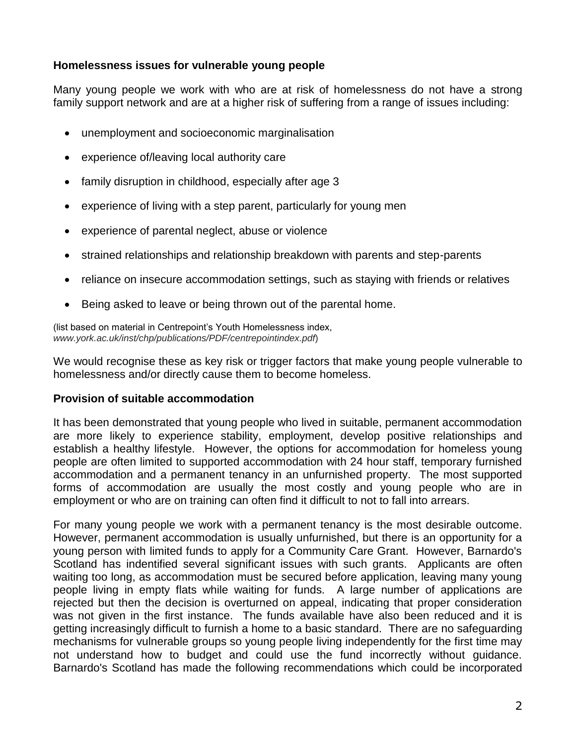**Homelessness issues for vulnerable young people**

Many young people we work with who are at risk of homelessness do not have a strong family support network and are at a higher risk of suffering from a range of issues including:

- unemployment and socioeconomic marginalisation
- experience of/leaving local authority care
- family disruption in childhood, especially after age 3
- experience of living with a step parent, particularly for young men
- experience of parental neglect, abuse or violence
- strained relationships and relationship breakdown with parents and step-parents
- reliance on insecure accommodation settings, such as staying with friends or relatives
- Being asked to leave or being thrown out of the parental home.

(list based on material in Centrepoint's Youth Homelessness index, *www.york.ac.uk/inst/chp/publications/PDF/centrepointindex.pdf*)

We would recognise these as key risk or trigger factors that make young people vulnerable to homelessness and/or directly cause them to become homeless.

**Provision of suitable accommodation**

It has been demonstrated that young people who lived in suitable, permanent accommodation are more likely to experience stability, employment, develop positive relationships and establish a healthy lifestyle. However, the options for accommodation for homeless young people are often limited to supported accommodation with 24 hour staff, temporary furnished accommodation and a permanent tenancy in an unfurnished property. The most supported forms of accommodation are usually the most costly and young people who are in employment or who are on training can often find it difficult to not to fall into arrears.

For many young people we work with a permanent tenancy is the most desirable outcome. However, permanent accommodation is usually unfurnished, but there is an opportunity for a young person with limited funds to apply for a Community Care Grant. However, Barnardo's Scotland has indentified several significant issues with such grants. Applicants are often waiting too long, as accommodation must be secured before application, leaving many young people living in empty flats while waiting for funds. A large number of applications are rejected but then the decision is overturned on appeal, indicating that proper consideration was not given in the first instance. The funds available have also been reduced and it is getting increasingly difficult to furnish a home to a basic standard. There are no safeguarding mechanisms for vulnerable groups so young people living independently for the first time may not understand how to budget and could use the fund incorrectly without guidance. Barnardo's Scotland has made the following recommendations which could be incorporated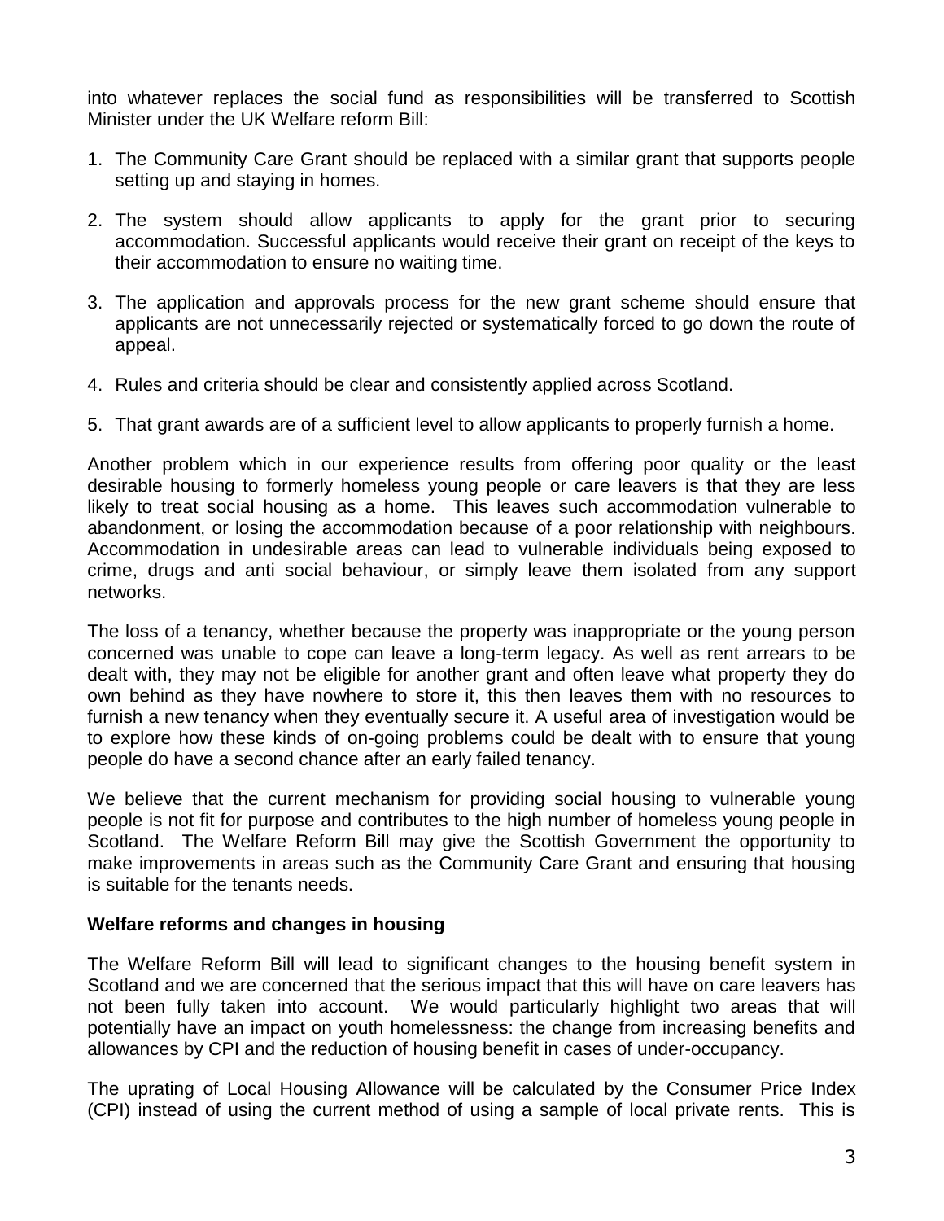into whatever replaces the social fund as responsibilities will be transferred to Scottish Minister under the UK Welfare reform Bill:

1. The Community Care Grant should be replaced with a similar grant that supports people setting up and staying in homes.
2. The system should allow applicants to apply for the grant prior to securing accommodation. Successful applicants would receive their grant on receipt of the keys to their accommodation to ensure no waiting time.
3. The application and approvals process for the new grant scheme should ensure that applicants are not unnecessarily rejected or systematically forced to go down the route of appeal.
4. Rules and criteria should be clear and consistently applied across Scotland.
5. That grant awards are of a sufficient level to allow applicants to properly furnish a home.

Another problem which in our experience results from offering poor quality or the least desirable housing to formerly homeless young people or care leavers is that they are less likely to treat social housing as a home. This leaves such accommodation vulnerable to abandonment, or losing the accommodation because of a poor relationship with neighbours. Accommodation in undesirable areas can lead to vulnerable individuals being exposed to crime, drugs and anti social behaviour, or simply leave them isolated from any support networks.

The loss of a tenancy, whether because the property was inappropriate or the young person concerned was unable to cope can leave a long-term legacy. As well as rent arrears to be dealt with, they may not be eligible for another grant and often leave what property they do own behind as they have nowhere to store it, this then leaves them with no resources to furnish a new tenancy when they eventually secure it. A useful area of investigation would be to explore how these kinds of on-going problems could be dealt with to ensure that young people do have a second chance after an early failed tenancy.

We believe that the current mechanism for providing social housing to vulnerable young people is not fit for purpose and contributes to the high number of homeless young people in Scotland. The Welfare Reform Bill may give the Scottish Government the opportunity to make improvements in areas such as the Community Care Grant and ensuring that housing is suitable for the tenants needs.

**Welfare reforms and changes in housing**

The Welfare Reform Bill will lead to significant changes to the housing benefit system in Scotland and we are concerned that the serious impact that this will have on care leavers has not been fully taken into account. We would particularly highlight two areas that will potentially have an impact on youth homelessness: the change from increasing benefits and allowances by CPI and the reduction of housing benefit in cases of under-occupancy.

The uprating of Local Housing Allowance will be calculated by the Consumer Price Index (CPI) instead of using the current method of using a sample of local private rents. This is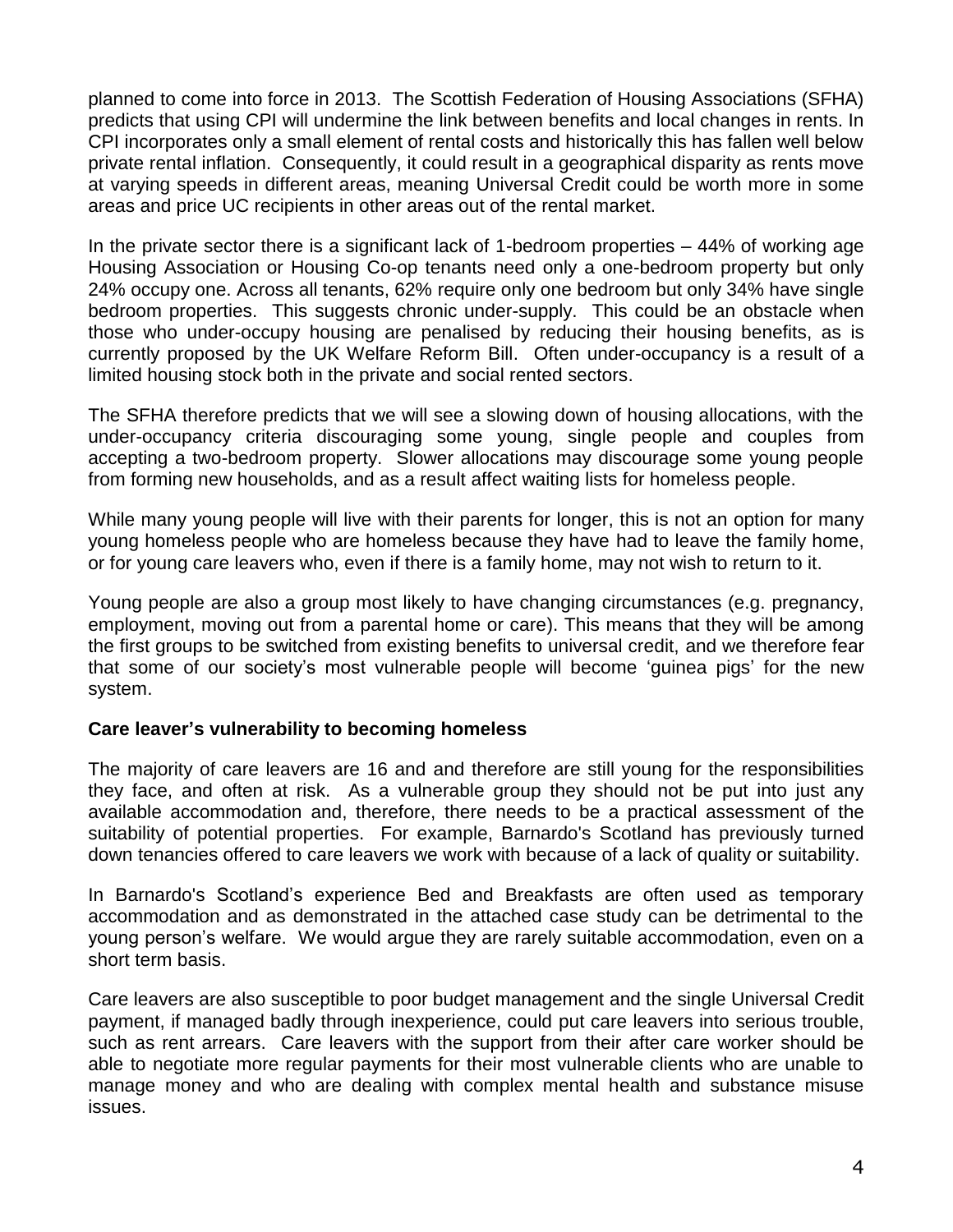planned to come into force in 2013. The Scottish Federation of Housing Associations (SFHA) predicts that using CPI will undermine the link between benefits and local changes in rents. In CPI incorporates only a small element of rental costs and historically this has fallen well below private rental inflation. Consequently, it could result in a geographical disparity as rents move at varying speeds in different areas, meaning Universal Credit could be worth more in some areas and price UC recipients in other areas out of the rental market.

In the private sector there is a significant lack of 1-bedroom properties – 44% of working age Housing Association or Housing Co-op tenants need only a one-bedroom property but only 24% occupy one. Across all tenants, 62% require only one bedroom but only 34% have single bedroom properties. This suggests chronic under-supply. This could be an obstacle when those who under-occupy housing are penalised by reducing their housing benefits, as is currently proposed by the UK Welfare Reform Bill. Often under-occupancy is a result of a limited housing stock both in the private and social rented sectors.

The SFHA therefore predicts that we will see a slowing down of housing allocations, with the under-occupancy criteria discouraging some young, single people and couples from accepting a two-bedroom property. Slower allocations may discourage some young people from forming new households, and as a result affect waiting lists for homeless people.

While many young people will live with their parents for longer, this is not an option for many young homeless people who are homeless because they have had to leave the family home, or for young care leavers who, even if there is a family home, may not wish to return to it.

Young people are also a group most likely to have changing circumstances (e.g. pregnancy, employment, moving out from a parental home or care). This means that they will be among the first groups to be switched from existing benefits to universal credit, and we therefore fear that some of our society's most vulnerable people will become 'guinea pigs' for the new system.

**Care leaver's vulnerability to becoming homeless**

The majority of care leavers are 16 and and therefore are still young for the responsibilities they face, and often at risk. As a vulnerable group they should not be put into just any available accommodation and, therefore, there needs to be a practical assessment of the suitability of potential properties. For example, Barnardo's Scotland has previously turned down tenancies offered to care leavers we work with because of a lack of quality or suitability.

In Barnardo's Scotland's experience Bed and Breakfasts are often used as temporary accommodation and as demonstrated in the attached case study can be detrimental to the young person's welfare. We would argue they are rarely suitable accommodation, even on a short term basis.

Care leavers are also susceptible to poor budget management and the single Universal Credit payment, if managed badly through inexperience, could put care leavers into serious trouble, such as rent arrears. Care leavers with the support from their after care worker should be able to negotiate more regular payments for their most vulnerable clients who are unable to manage money and who are dealing with complex mental health and substance misuse issues.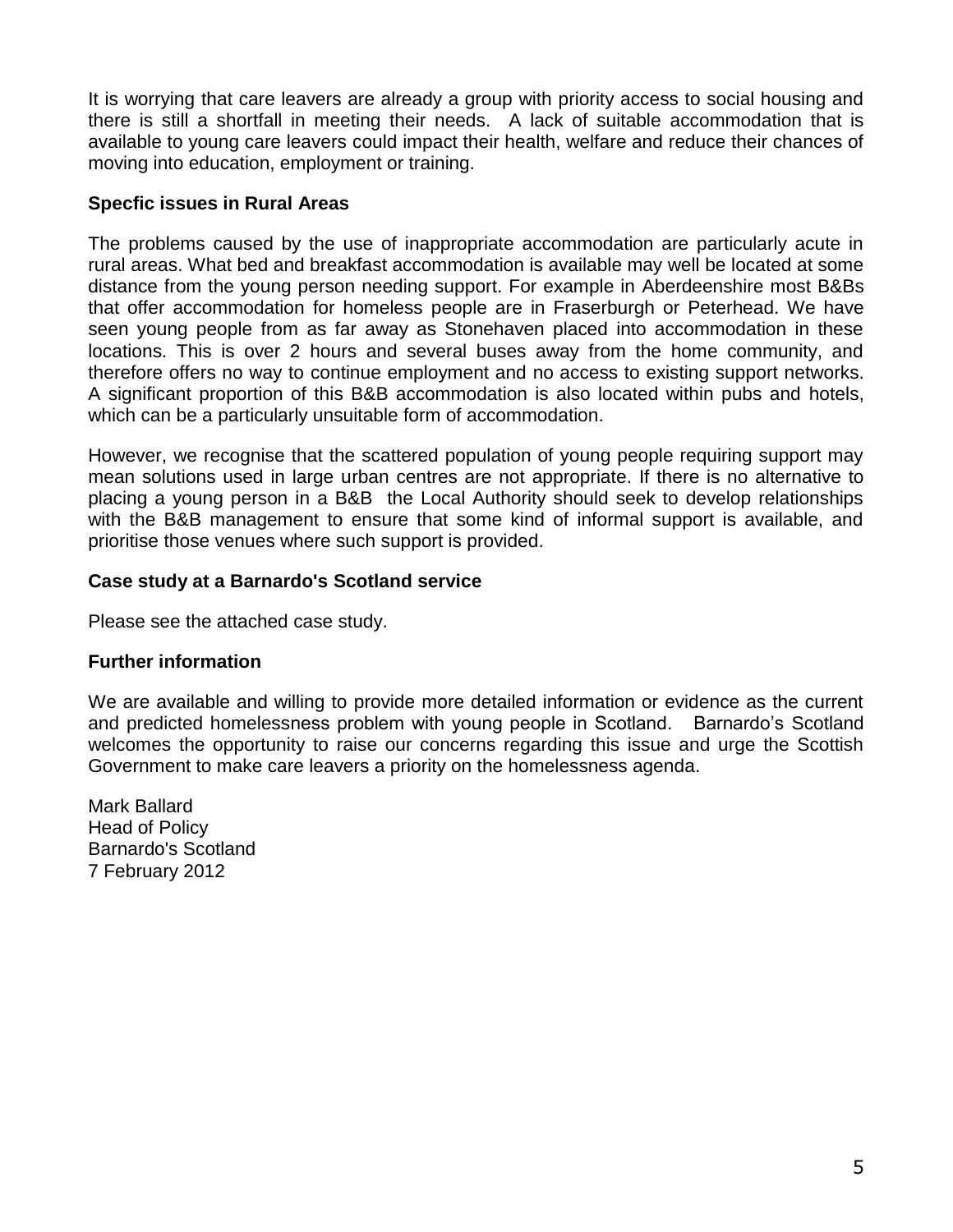It is worrying that care leavers are already a group with priority access to social housing and there is still a shortfall in meeting their needs. A lack of suitable accommodation that is available to young care leavers could impact their health, welfare and reduce their chances of moving into education, employment or training.

**Specfic issues in Rural Areas**

The problems caused by the use of inappropriate accommodation are particularly acute in rural areas. What bed and breakfast accommodation is available may well be located at some distance from the young person needing support. For example in Aberdeenshire most B&Bs that offer accommodation for homeless people are in Fraserburgh or Peterhead. We have seen young people from as far away as Stonehaven placed into accommodation in these locations. This is over 2 hours and several buses away from the home community, and therefore offers no way to continue employment and no access to existing support networks. A significant proportion of this B&B accommodation is also located within pubs and hotels, which can be a particularly unsuitable form of accommodation.

However, we recognise that the scattered population of young people requiring support may mean solutions used in large urban centres are not appropriate. If there is no alternative to placing a young person in a B&B the Local Authority should seek to develop relationships with the B&B management to ensure that some kind of informal support is available, and prioritise those venues where such support is provided.

**Case study at a Barnardo's Scotland service**

Please see the attached case study.

**Further information**

We are available and willing to provide more detailed information or evidence as the current and predicted homelessness problem with young people in Scotland. Barnardo's Scotland welcomes the opportunity to raise our concerns regarding this issue and urge the Scottish Government to make care leavers a priority on the homelessness agenda.

Mark Ballard
Head of Policy
Barnardo's Scotland
7 February 2012